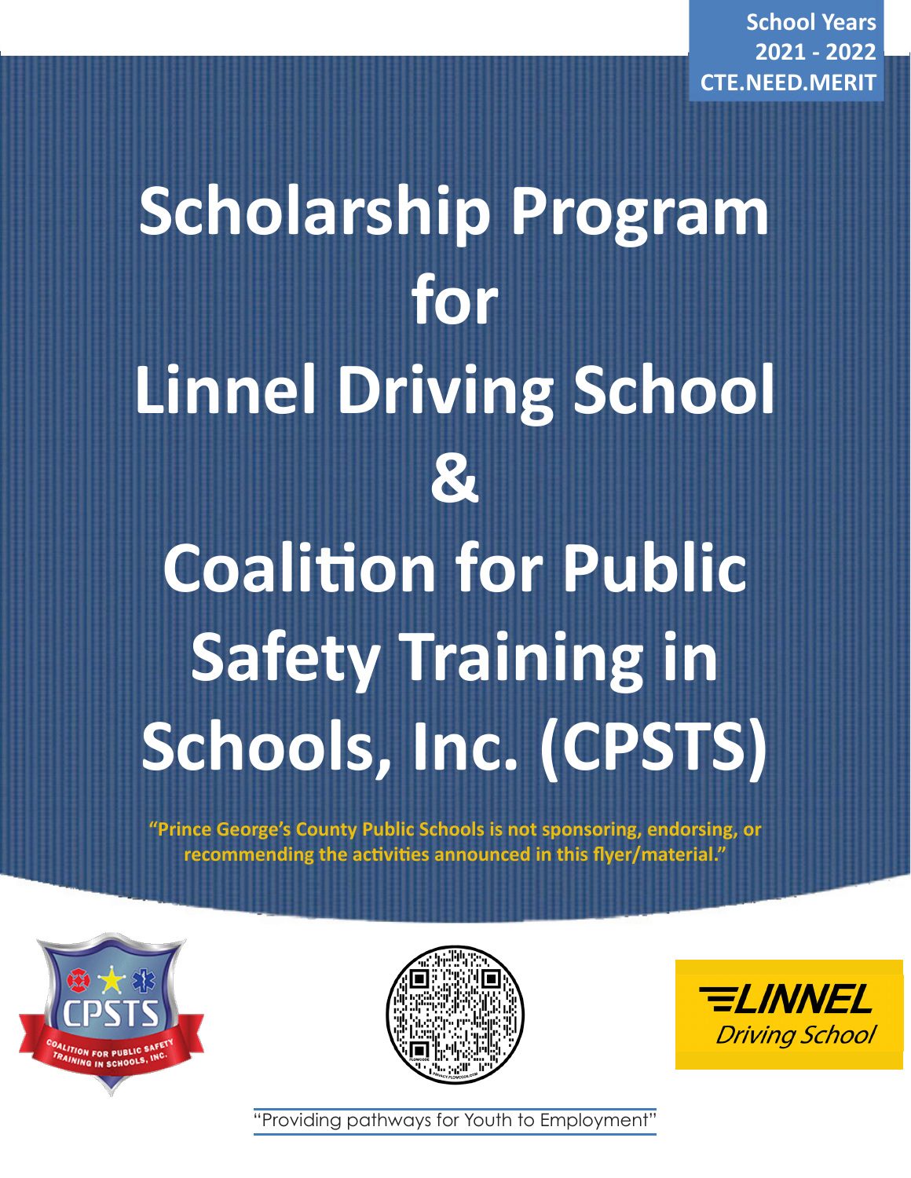**School Years**
**2021 - 2022**
**CTE.NEED.MERIT**

# Scholarship Program for Linnel Driving School & Coalition for Public Safety Training in Schools, Inc. (CPSTS)

**"Prince George's County Public Schools is not sponsoring, endorsing, or recommending the activities announced in this flyer/material."**

"Providing pathways for Youth to Employment"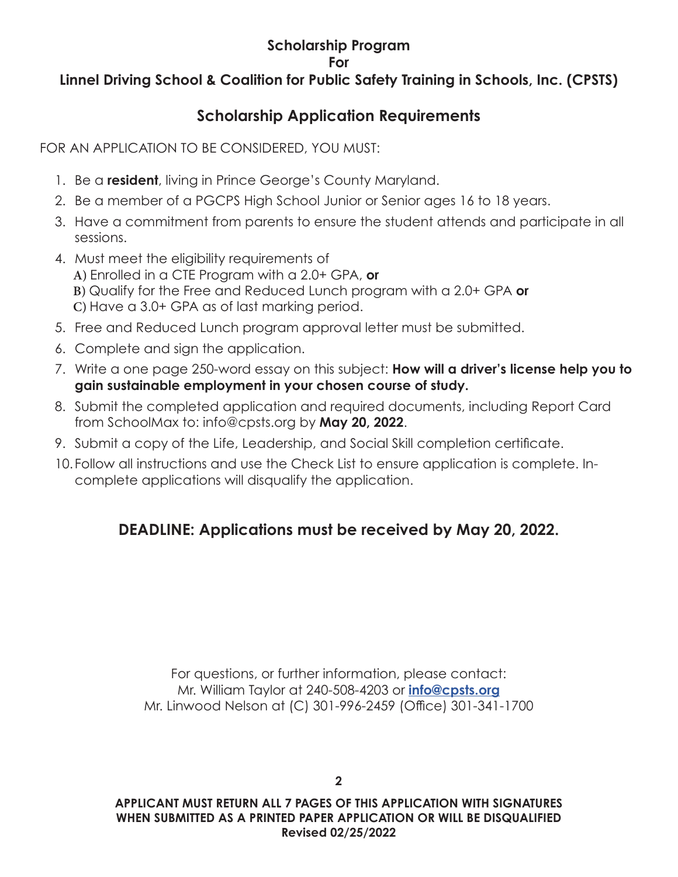# Scholarship Program
# For
# Linnel Driving School & Coalition for Public Safety Training in Schools, Inc. (CPSTS)

## Scholarship Application Requirements

FOR AN APPLICATION TO BE CONSIDERED, YOU MUST:

1. Be a **resident**, living in Prince George's County Maryland.
2. Be a member of a PGCPS High School Junior or Senior ages 16 to 18 years.
3. Have a commitment from parents to ensure the student attends and participate in all sessions.
4. Must meet the eligibility requirements of
   A) Enrolled in a CTE Program with a 2.0+ GPA, **or**
   B) Qualify for the Free and Reduced Lunch program with a 2.0+ GPA **or**
   C) Have a 3.0+ GPA as of last marking period.
5. Free and Reduced Lunch program approval letter must be submitted.
6. Complete and sign the application.
7. Write a one page 250-word essay on this subject: **How will a driver's license help you to gain sustainable employment in your chosen course of study.**
8. Submit the completed application and required documents, including Report Card from SchoolMax to: info@cpsts.org by **May 20, 2022**.
9. Submit a copy of the Life, Leadership, and Social Skill completion certificate.
10. Follow all instructions and use the Check List to ensure application is complete. Incomplete applications will disqualify the application.

## DEADLINE: Applications must be received by May 20, 2022.

For questions, or further information, please contact:
Mr. William Taylor at 240-508-4203 or **info@cpsts.org**
Mr. Linwood Nelson at (C) 301-996-2459 (Office) 301-341-1700

**APPLICANT MUST RETURN ALL 7 PAGES OF THIS APPLICATION WITH SIGNATURES WHEN SUBMITTED AS A PRINTED PAPER APPLICATION OR WILL BE DISQUALIFIED**
**Revised 02/25/2022**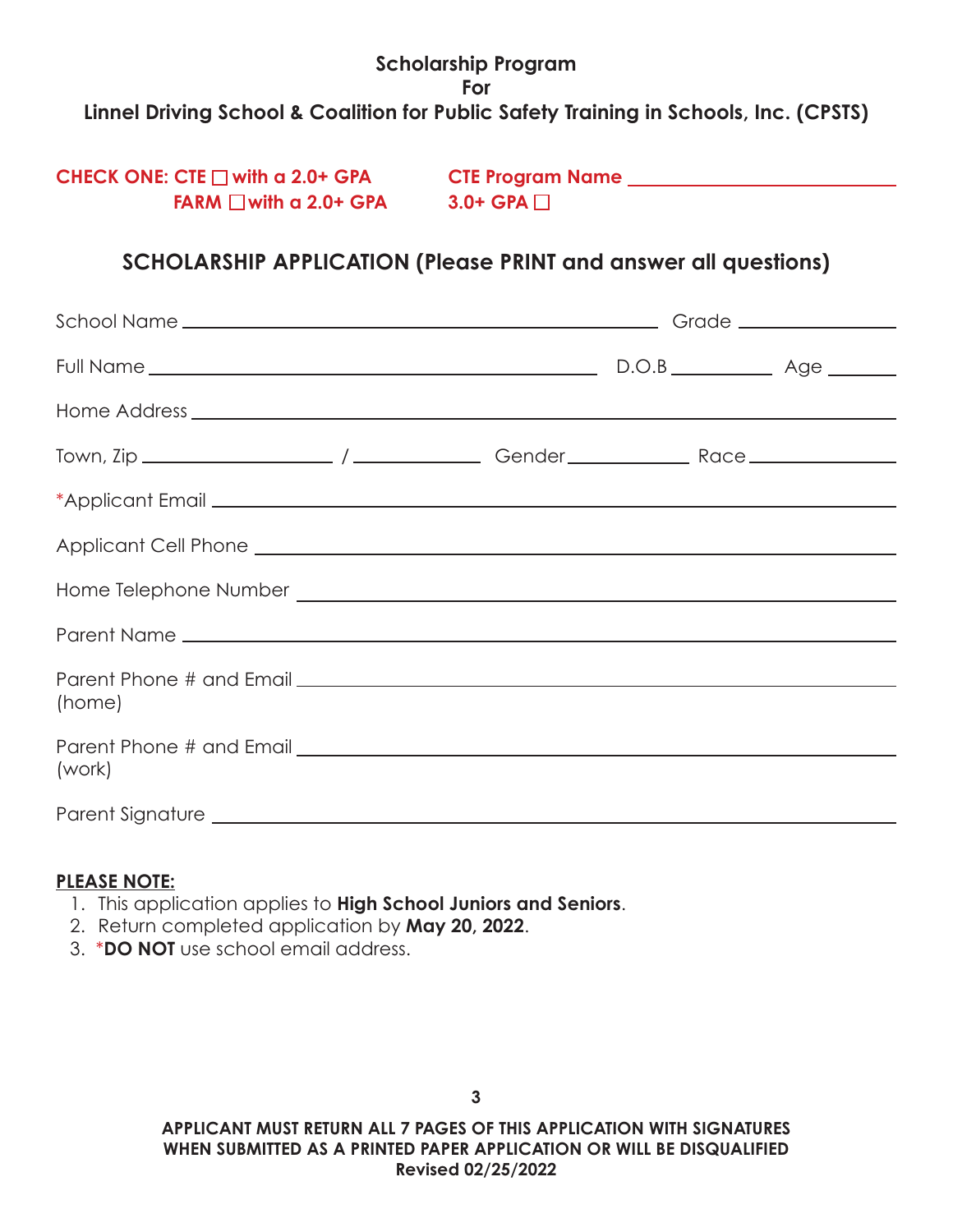**Scholarship Program**
**For**
**Linnel Driving School & Coalition for Public Safety Training in Schools, Inc. (CPSTS)**

**CHECK ONE: CTE ☐ with a 2.0+ GPA** **CTE Program Name** ______________________

**FARM ☐ with a 2.0+ GPA** **3.0+ GPA ☐**

## SCHOLARSHIP APPLICATION (Please PRINT and answer all questions)

School Name ______________________________________ Grade ____________

Full Name ____________________________________ D.O.B ________ Age ______

Home Address ______________________________________________________

Town, Zip ________________ / ___________ Gender __________ Race ____________

*Applicant Email ______________________________________________________

Applicant Cell Phone __________________________________________________

Home Telephone Number ______________________________________________

Parent Name ________________________________________________________

Parent Phone # and Email (home) ______________________________________

Parent Phone # and Email (work) ______________________________________

Parent Signature ____________________________________________________

**PLEASE NOTE:**

1. This application applies to **High School Juniors and Seniors**.
2. Return completed application by **May 20, 2022**.
3. ***DO NOT** use school email address.

**APPLICANT MUST RETURN ALL 7 PAGES OF THIS APPLICATION WITH SIGNATURES WHEN SUBMITTED AS A PRINTED PAPER APPLICATION OR WILL BE DISQUALIFIED**
**Revised 02/25/2022**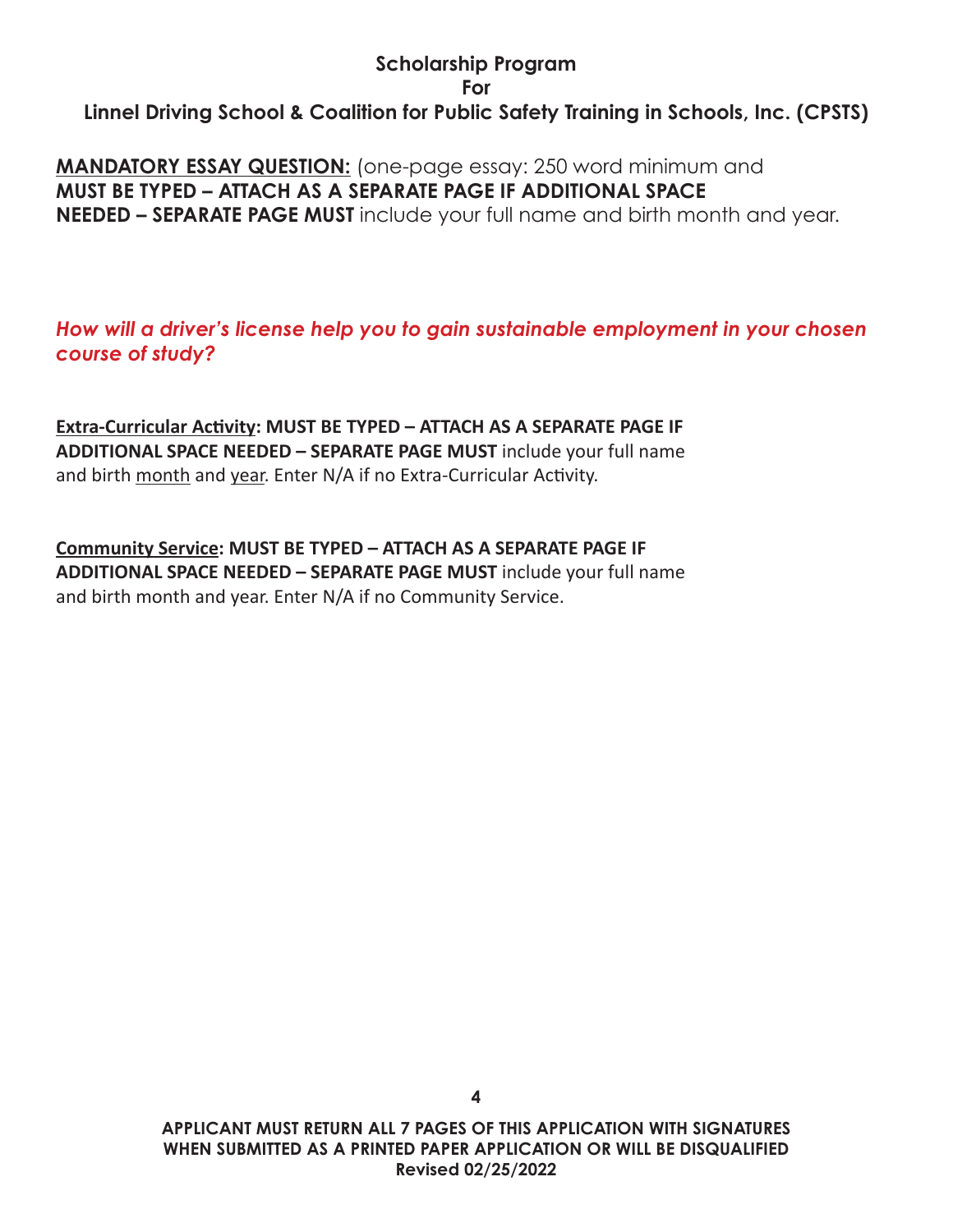## Scholarship Program
## For
## Linnel Driving School & Coalition for Public Safety Training in Schools, Inc. (CPSTS)

**MANDATORY ESSAY QUESTION:** (one-page essay: 250 word minimum and **MUST BE TYPED – ATTACH AS A SEPARATE PAGE IF ADDITIONAL SPACE NEEDED – SEPARATE PAGE MUST** include your full name and birth month and year.

***How will a driver's license help you to gain sustainable employment in your chosen course of study?***

**Extra-Curricular Activity: MUST BE TYPED – ATTACH AS A SEPARATE PAGE IF ADDITIONAL SPACE NEEDED – SEPARATE PAGE MUST** include your full name and birth month and year. Enter N/A if no Extra-Curricular Activity.

**Community Service: MUST BE TYPED – ATTACH AS A SEPARATE PAGE IF ADDITIONAL SPACE NEEDED – SEPARATE PAGE MUST** include your full name and birth month and year. Enter N/A if no Community Service.

**APPLICANT MUST RETURN ALL 7 PAGES OF THIS APPLICATION WITH SIGNATURES WHEN SUBMITTED AS A PRINTED PAPER APPLICATION OR WILL BE DISQUALIFIED**
**Revised 02/25/2022**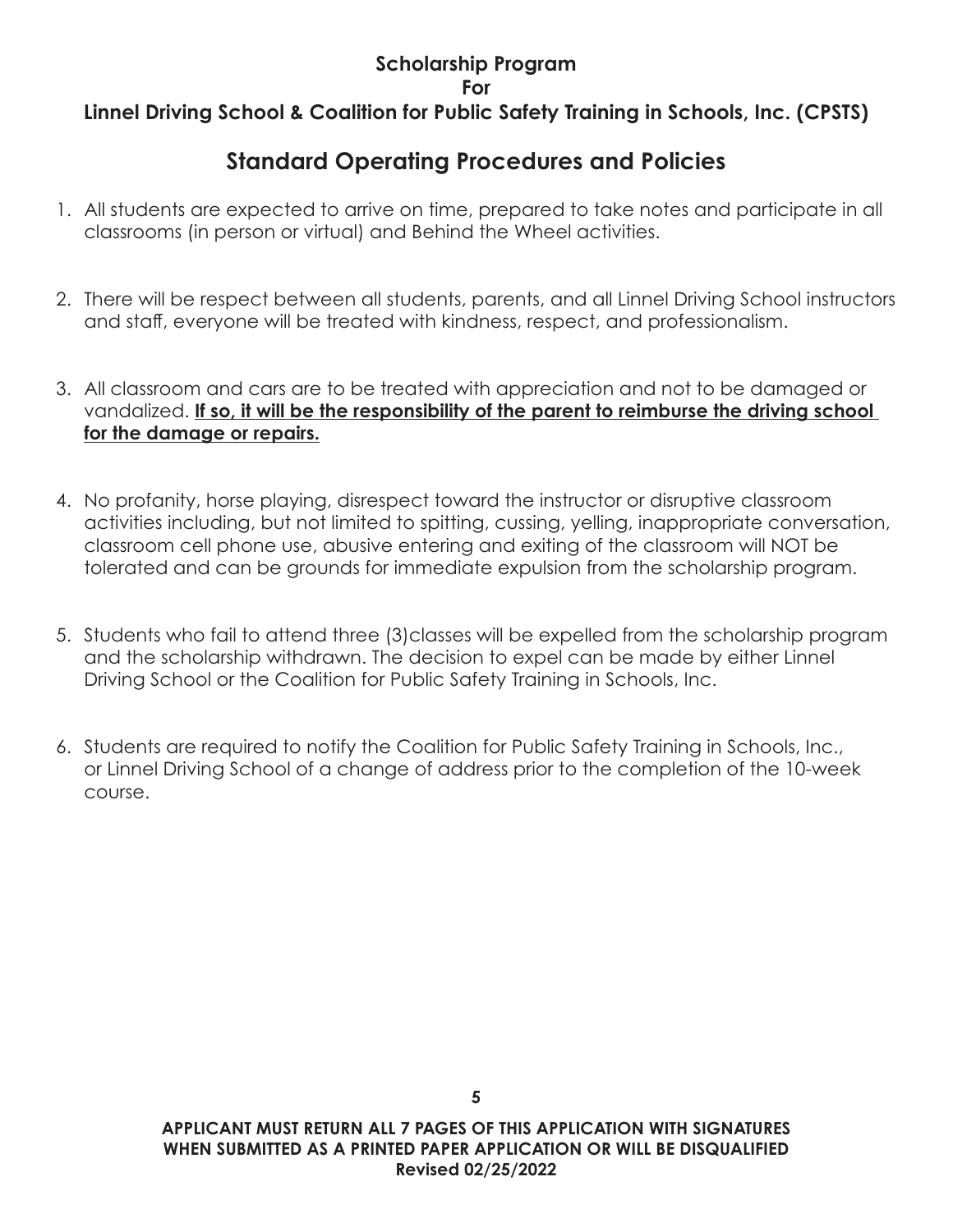**Scholarship Program**

**For**

**Linnel Driving School & Coalition for Public Safety Training in Schools, Inc. (CPSTS)**

## Standard Operating Procedures and Policies

1. All students are expected to arrive on time, prepared to take notes and participate in all classrooms (in person or virtual) and Behind the Wheel activities.

2. There will be respect between all students, parents, and all Linnel Driving School instructors and staff, everyone will be treated with kindness, respect, and professionalism.

3. All classroom and cars are to be treated with appreciation and not to be damaged or vandalized. **<u>If so, it will be the responsibility of the parent to reimburse the driving school for the damage or repairs.</u>**

4. No profanity, horse playing, disrespect toward the instructor or disruptive classroom activities including, but not limited to spitting, cussing, yelling, inappropriate conversation, classroom cell phone use, abusive entering and exiting of the classroom will NOT be tolerated and can be grounds for immediate expulsion from the scholarship program.

5. Students who fail to attend three (3)classes will be expelled from the scholarship program and the scholarship withdrawn. The decision to expel can be made by either Linnel Driving School or the Coalition for Public Safety Training in Schools, Inc.

6. Students are required to notify the Coalition for Public Safety Training in Schools, Inc., or Linnel Driving School of a change of address prior to the completion of the 10-week course.

**APPLICANT MUST RETURN ALL 7 PAGES OF THIS APPLICATION WITH SIGNATURES WHEN SUBMITTED AS A PRINTED PAPER APPLICATION OR WILL BE DISQUALIFIED**

**Revised 02/25/2022**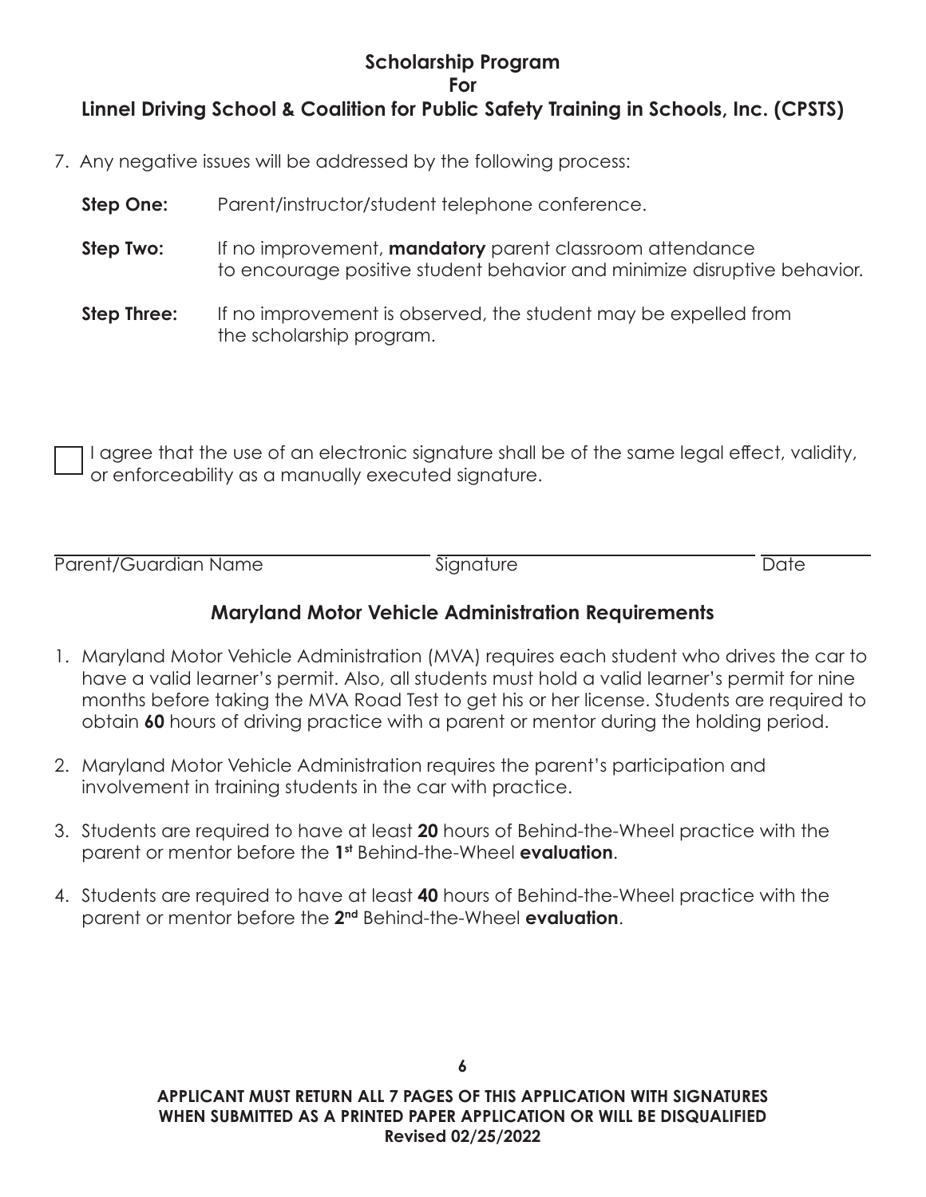## Scholarship Program
## For
## Linnel Driving School & Coalition for Public Safety Training in Schools, Inc. (CPSTS)

7. Any negative issues will be addressed by the following process:

   **Step One:** Parent/instructor/student telephone conference.

   **Step Two:** If no improvement, **mandatory** parent classroom attendance to encourage positive student behavior and minimize disruptive behavior.

   **Step Three:** If no improvement is observed, the student may be expelled from the scholarship program.

☐ I agree that the use of an electronic signature shall be of the same legal effect, validity, or enforceability as a manually executed signature.

| Parent/Guardian Name | Signature | Date |
|---|---|---|

## Maryland Motor Vehicle Administration Requirements

1. Maryland Motor Vehicle Administration (MVA) requires each student who drives the car to have a valid learner's permit. Also, all students must hold a valid learner's permit for nine months before taking the MVA Road Test to get his or her license. Students are required to obtain **60** hours of driving practice with a parent or mentor during the holding period.

2. Maryland Motor Vehicle Administration requires the parent's participation and involvement in training students in the car with practice.

3. Students are required to have at least **20** hours of Behind-the-Wheel practice with the parent or mentor before the **1st** Behind-the-Wheel **evaluation**.

4. Students are required to have at least **40** hours of Behind-the-Wheel practice with the parent or mentor before the **2nd** Behind-the-Wheel **evaluation**.

**APPLICANT MUST RETURN ALL 7 PAGES OF THIS APPLICATION WITH SIGNATURES WHEN SUBMITTED AS A PRINTED PAPER APPLICATION OR WILL BE DISQUALIFIED**
**Revised 02/25/2022**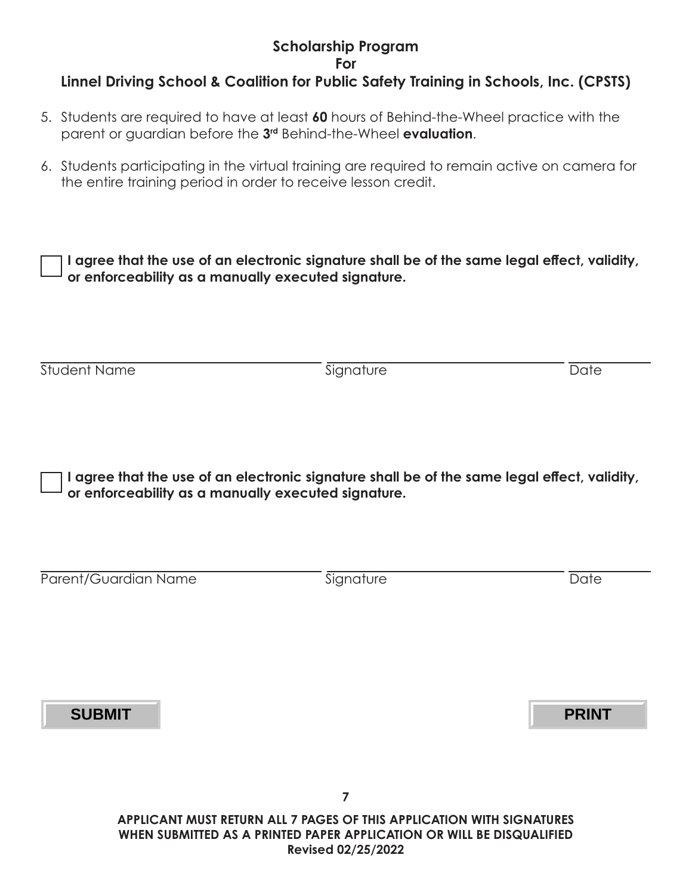# Scholarship Program
## For
## Linnel Driving School & Coalition for Public Safety Training in Schools, Inc. (CPSTS)

5. Students are required to have at least **60** hours of Behind-the-Wheel practice with the parent or guardian before the **3rd** Behind-the-Wheel **evaluation**.

6. Students participating in the virtual training are required to remain active on camera for the entire training period in order to receive lesson credit.

☐ **I agree that the use of an electronic signature shall be of the same legal effect, validity, or enforceability as a manually executed signature.**

| Student Name | Signature | Date |
|---|---|---|
| | | |

☐ **I agree that the use of an electronic signature shall be of the same legal effect, validity, or enforceability as a manually executed signature.**

| Parent/Guardian Name | Signature | Date |
|---|---|---|
| | | |

**SUBMIT** **PRINT**

**APPLICANT MUST RETURN ALL 7 PAGES OF THIS APPLICATION WITH SIGNATURES WHEN SUBMITTED AS A PRINTED PAPER APPLICATION OR WILL BE DISQUALIFIED**
**Revised 02/25/2022**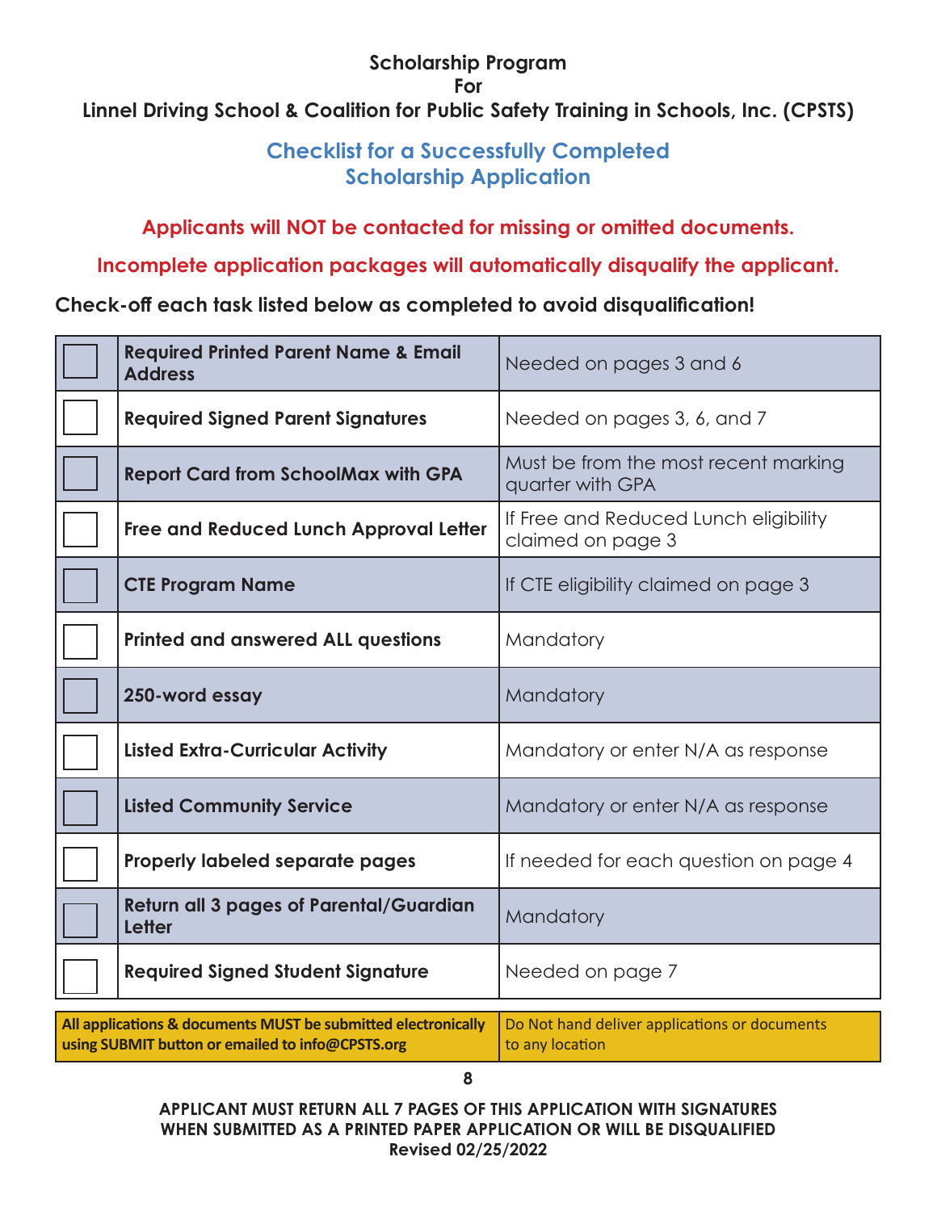**Scholarship Program**
**For**
**Linnel Driving School & Coalition for Public Safety Training in Schools, Inc. (CPSTS)**

## Checklist for a Successfully Completed Scholarship Application

**Applicants will NOT be contacted for missing or omitted documents.**

**Incomplete application packages will automatically disqualify the applicant.**

**Check-off each task listed below as completed to avoid disqualification!**

| ☐ | Task | Requirement |
|---|---|---|
| ☐ | **Required Printed Parent Name & Email Address** | Needed on pages 3 and 6 |
| ☐ | **Required Signed Parent Signatures** | Needed on pages 3, 6, and 7 |
| ☐ | **Report Card from SchoolMax with GPA** | Must be from the most recent marking quarter with GPA |
| ☐ | **Free and Reduced Lunch Approval Letter** | If Free and Reduced Lunch eligibility claimed on page 3 |
| ☐ | **CTE Program Name** | If CTE eligibility claimed on page 3 |
| ☐ | **Printed and answered ALL questions** | Mandatory |
| ☐ | **250-word essay** | Mandatory |
| ☐ | **Listed Extra-Curricular Activity** | Mandatory or enter N/A as response |
| ☐ | **Listed Community Service** | Mandatory or enter N/A as response |
| ☐ | **Properly labeled separate pages** | If needed for each question on page 4 |
| ☐ | **Return all 3 pages of Parental/Guardian Letter** | Mandatory |
| ☐ | **Required Signed Student Signature** | Needed on page 7 |

| **All applications & documents MUST be submitted electronically using SUBMIT button or emailed to info@CPSTS.org** | Do Not hand deliver applications or documents to any location |
|---|---|

**APPLICANT MUST RETURN ALL 7 PAGES OF THIS APPLICATION WITH SIGNATURES WHEN SUBMITTED AS A PRINTED PAPER APPLICATION OR WILL BE DISQUALIFIED**
**Revised 02/25/2022**